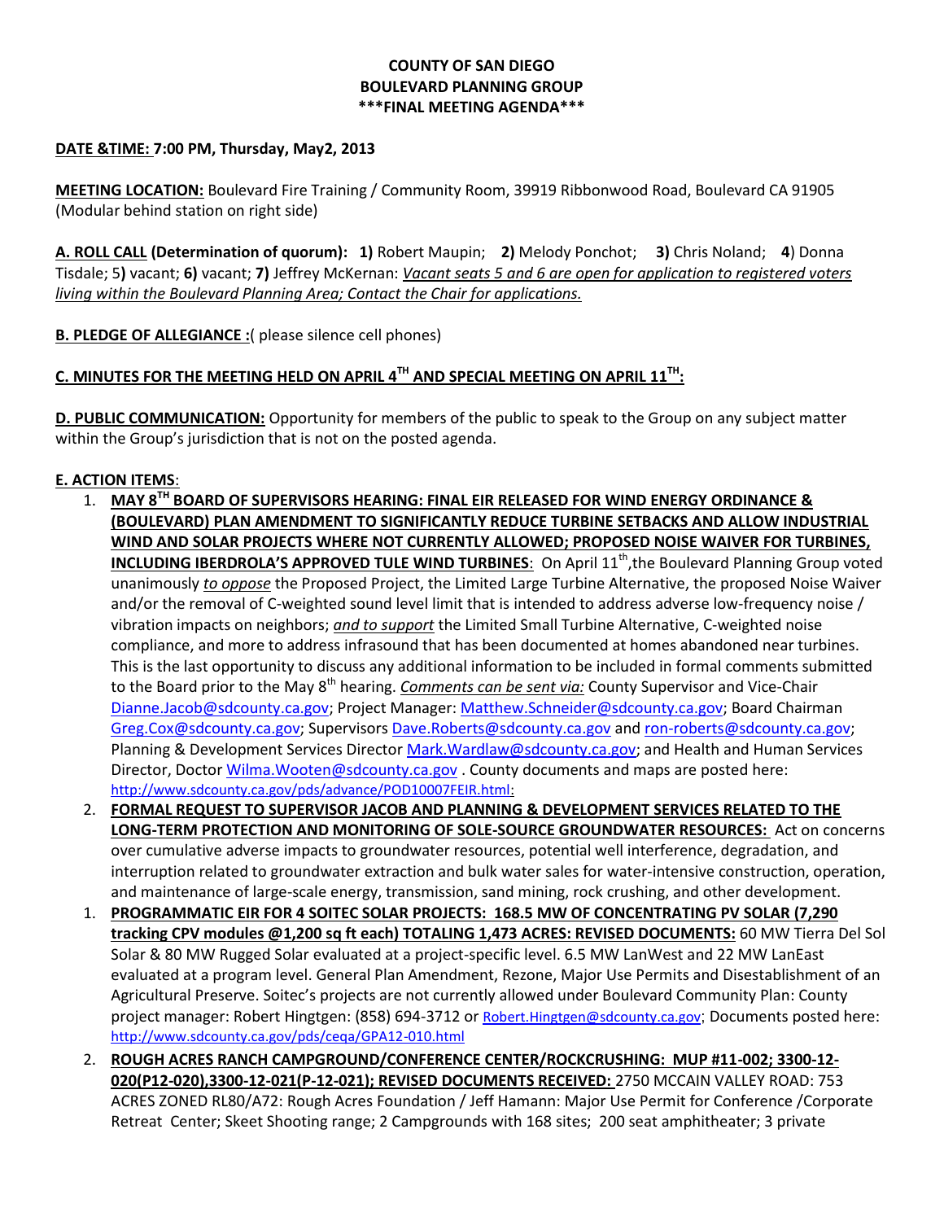**COUNTY OF SAN DIEGO**
**BOULEVARD PLANNING GROUP**
**\*\*\*FINAL MEETING AGENDA\*\*\***

**DATE &TIME: 7:00 PM, Thursday, May2, 2013**

**MEETING LOCATION:** Boulevard Fire Training / Community Room, 39919 Ribbonwood Road, Boulevard CA 91905 (Modular behind station on right side)

**A. ROLL CALL (Determination of quorum): 1)** Robert Maupin; **2)** Melody Ponchot; **3)** Chris Noland; **4**) Donna Tisdale; 5**)** vacant; **6)** vacant; **7)** Jeffrey McKernan: *Vacant seats 5 and 6 are open for application to registered voters living within the Boulevard Planning Area; Contact the Chair for applications.*

**B. PLEDGE OF ALLEGIANCE :**( please silence cell phones)

**C. MINUTES FOR THE MEETING HELD ON APRIL 4TH AND SPECIAL MEETING ON APRIL 11TH:**

**D. PUBLIC COMMUNICATION:** Opportunity for members of the public to speak to the Group on any subject matter within the Group's jurisdiction that is not on the posted agenda.

**E. ACTION ITEMS**:

1. **MAY 8TH BOARD OF SUPERVISORS HEARING: FINAL EIR RELEASED FOR WIND ENERGY ORDINANCE & (BOULEVARD) PLAN AMENDMENT TO SIGNIFICANTLY REDUCE TURBINE SETBACKS AND ALLOW INDUSTRIAL WIND AND SOLAR PROJECTS WHERE NOT CURRENTLY ALLOWED; PROPOSED NOISE WAIVER FOR TURBINES, INCLUDING IBERDROLA'S APPROVED TULE WIND TURBINES**: On April 11th,the Boulevard Planning Group voted unanimously *to oppose* the Proposed Project, the Limited Large Turbine Alternative, the proposed Noise Waiver and/or the removal of C-weighted sound level limit that is intended to address adverse low-frequency noise / vibration impacts on neighbors; *and to support* the Limited Small Turbine Alternative, C-weighted noise compliance, and more to address infrasound that has been documented at homes abandoned near turbines. This is the last opportunity to discuss any additional information to be included in formal comments submitted to the Board prior to the May 8th hearing. *Comments can be sent via:* County Supervisor and Vice-Chair Dianne.Jacob@sdcounty.ca.gov; Project Manager: Matthew.Schneider@sdcounty.ca.gov; Board Chairman Greg.Cox@sdcounty.ca.gov; Supervisors Dave.Roberts@sdcounty.ca.gov and ron-roberts@sdcounty.ca.gov; Planning & Development Services Director Mark.Wardlaw@sdcounty.ca.gov; and Health and Human Services Director, Doctor Wilma.Wooten@sdcounty.ca.gov . County documents and maps are posted here: http://www.sdcounty.ca.gov/pds/advance/POD10007FEIR.html:
2. **FORMAL REQUEST TO SUPERVISOR JACOB AND PLANNING & DEVELOPMENT SERVICES RELATED TO THE LONG-TERM PROTECTION AND MONITORING OF SOLE-SOURCE GROUNDWATER RESOURCES:** Act on concerns over cumulative adverse impacts to groundwater resources, potential well interference, degradation, and interruption related to groundwater extraction and bulk water sales for water-intensive construction, operation, and maintenance of large-scale energy, transmission, sand mining, rock crushing, and other development.

1. **PROGRAMMATIC EIR FOR 4 SOITEC SOLAR PROJECTS: 168.5 MW OF CONCENTRATING PV SOLAR (7,290 tracking CPV modules @1,200 sq ft each) TOTALING 1,473 ACRES: REVISED DOCUMENTS:** 60 MW Tierra Del Sol Solar & 80 MW Rugged Solar evaluated at a project-specific level. 6.5 MW LanWest and 22 MW LanEast evaluated at a program level. General Plan Amendment, Rezone, Major Use Permits and Disestablishment of an Agricultural Preserve. Soitec's projects are not currently allowed under Boulevard Community Plan: County project manager: Robert Hingtgen: (858) 694-3712 or Robert.Hingtgen@sdcounty.ca.gov; Documents posted here: http://www.sdcounty.ca.gov/pds/ceqa/GPA12-010.html
2. **ROUGH ACRES RANCH CAMPGROUND/CONFERENCE CENTER/ROCKCRUSHING: MUP #11-002; 3300-12-020(P12-020),3300-12-021(P-12-021); REVISED DOCUMENTS RECEIVED:** 2750 MCCAIN VALLEY ROAD: 753 ACRES ZONED RL80/A72: Rough Acres Foundation / Jeff Hamann: Major Use Permit for Conference /Corporate Retreat Center; Skeet Shooting range; 2 Campgrounds with 168 sites; 200 seat amphitheater; 3 private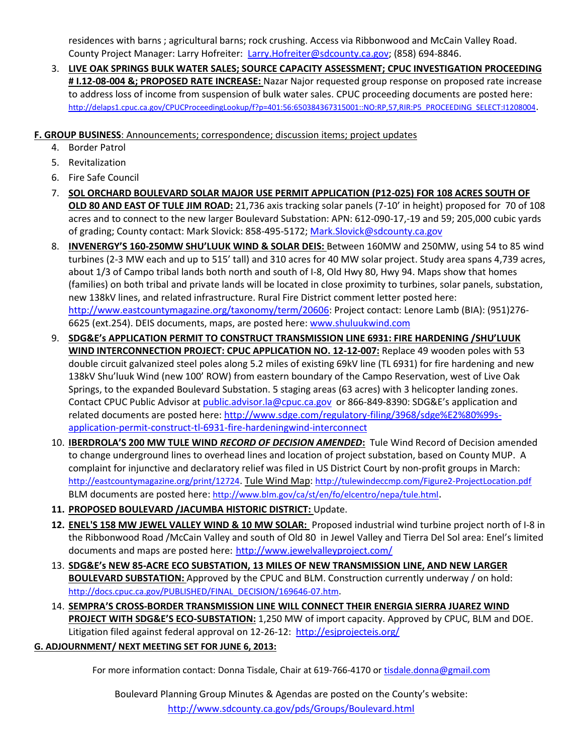residences with barns ; agricultural barns; rock crushing. Access via Ribbonwood and McCain Valley Road. County Project Manager: Larry Hofreiter: Larry.Hofreiter@sdcounty.ca.gov; (858) 694-8846.

3. **LIVE OAK SPRINGS BULK WATER SALES; SOURCE CAPACITY ASSESSMENT; CPUC INVESTIGATION PROCEEDING # I.12-08-004 &; PROPOSED RATE INCREASE:** Nazar Najor requested group response on proposed rate increase to address loss of income from suspension of bulk water sales. CPUC proceeding documents are posted here: http://delaps1.cpuc.ca.gov/CPUCProceedingLookup/f?p=401:56:650384367315001::NO:RP,57,RIR:P5_PROCEEDING_SELECT:I1208004.

**F. GROUP BUSINESS**: Announcements; correspondence; discussion items; project updates

4. Border Patrol
5. Revitalization
6. Fire Safe Council
7. **SOL ORCHARD BOULEVARD SOLAR MAJOR USE PERMIT APPLICATION (P12-025) FOR 108 ACRES SOUTH OF OLD 80 AND EAST OF TULE JIM ROAD:** 21,736 axis tracking solar panels (7-10' in height) proposed for 70 of 108 acres and to connect to the new larger Boulevard Substation: APN: 612-090-17,-19 and 59; 205,000 cubic yards of grading; County contact: Mark Slovick: 858-495-5172; Mark.Slovick@sdcounty.ca.gov
8. **INVENERGY'S 160-250MW SHU'LUUK WIND & SOLAR DEIS:** Between 160MW and 250MW, using 54 to 85 wind turbines (2-3 MW each and up to 515' tall) and 310 acres for 40 MW solar project. Study area spans 4,739 acres, about 1/3 of Campo tribal lands both north and south of I-8, Old Hwy 80, Hwy 94. Maps show that homes (families) on both tribal and private lands will be located in close proximity to turbines, solar panels, substation, new 138kV lines, and related infrastructure. Rural Fire District comment letter posted here: http://www.eastcountymagazine.org/taxonomy/term/20606: Project contact: Lenore Lamb (BIA): (951)276-6625 (ext.254). DEIS documents, maps, are posted here: www.shuluukwind.com
9. **SDG&E's APPLICATION PERMIT TO CONSTRUCT TRANSMISSION LINE 6931: FIRE HARDENING /SHU'LUUK WIND INTERCONNECTION PROJECT: CPUC APPLICATION NO. 12-12-007:** Replace 49 wooden poles with 53 double circuit galvanized steel poles along 5.2 miles of existing 69kV line (TL 6931) for fire hardening and new 138kV Shu'luuk Wind (new 100' ROW) from eastern boundary of the Campo Reservation, west of Live Oak Springs, to the expanded Boulevard Substation. 5 staging areas (63 acres) with 3 helicopter landing zones. Contact CPUC Public Advisor at public.advisor.la@cpuc.ca.gov or 866-849-8390: SDG&E's application and related documents are posted here: http://www.sdge.com/regulatory-filing/3968/sdge%E2%80%99s-application-permit-construct-tl-6931-fire-hardeningwind-interconnect
10. **IBERDROLA'S 200 MW TULE WIND *RECORD OF DECISION AMENDED*:** Tule Wind Record of Decision amended to change underground lines to overhead lines and location of project substation, based on County MUP. A complaint for injunctive and declaratory relief was filed in US District Court by non-profit groups in March: http://eastcountymagazine.org/print/12724. Tule Wind Map: http://tulewindeccmp.com/Figure2-ProjectLocation.pdf BLM documents are posted here: http://www.blm.gov/ca/st/en/fo/elcentro/nepa/tule.html.
11. **PROPOSED BOULEVARD /JACUMBA HISTORIC DISTRICT:** Update.
12. **ENEL'S 158 MW JEWEL VALLEY WIND & 10 MW SOLAR:** Proposed industrial wind turbine project north of I-8 in the Ribbonwood Road /McCain Valley and south of Old 80 in Jewel Valley and Tierra Del Sol area: Enel's limited documents and maps are posted here: http://www.jewelvalleyproject.com/
13. **SDG&E's NEW 85-ACRE ECO SUBSTATION, 13 MILES OF NEW TRANSMISSION LINE, AND NEW LARGER BOULEVARD SUBSTATION:** Approved by the CPUC and BLM. Construction currently underway / on hold: http://docs.cpuc.ca.gov/PUBLISHED/FINAL_DECISION/169646-07.htm.
14. **SEMPRA'S CROSS-BORDER TRANSMISSION LINE WILL CONNECT THEIR ENERGIA SIERRA JUAREZ WIND PROJECT WITH SDG&E'S ECO-SUBSTATION:** 1,250 MW of import capacity. Approved by CPUC, BLM and DOE. Litigation filed against federal approval on 12-26-12: http://esjprojecteis.org/

**G. ADJOURNMENT/ NEXT MEETING SET FOR JUNE 6, 2013:**

For more information contact: Donna Tisdale, Chair at 619-766-4170 or tisdale.donna@gmail.com

Boulevard Planning Group Minutes & Agendas are posted on the County's website: http://www.sdcounty.ca.gov/pds/Groups/Boulevard.html